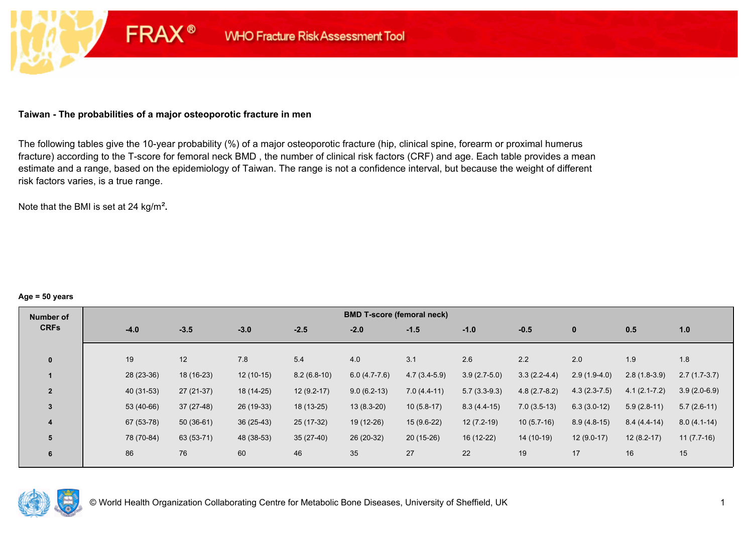FRAX® WHO Fracture Risk Assessment Tool

## Taiwan - The probabilities of a major osteoporotic fracture in men

The following tables give the 10-year probability (%) of a major osteoporotic fracture (hip, clinical spine, forearm or proximal humerus fracture) according to the T-score for femoral neck BMD , the number of clinical risk factors (CRF) and age. Each table provides a mean estimate and a range, based on the epidemiology of Taiwan. The range is not a confidence interval, but because the weight of different risk factors varies, is a true range.

Note that the BMI is set at 24 kg/m**²**.

**Age = 50 years**

| Number of CRFs | BMD T-score (femoral neck) | | | | | | | | | | |
|---|---|---|---|---|---|---|---|---|---|---|---|
| | -4.0 | -3.5 | -3.0 | -2.5 | -2.0 | -1.5 | -1.0 | -0.5 | 0 | 0.5 | 1.0 |
| 0 | 19 | 12 | 7.8 | 5.4 | 4.0 | 3.1 | 2.6 | 2.2 | 2.0 | 1.9 | 1.8 |
| 1 | 28 (23-36) | 18 (16-23) | 12 (10-15) | 8.2 (6.8-10) | 6.0 (4.7-7.6) | 4.7 (3.4-5.9) | 3.9 (2.7-5.0) | 3.3 (2.2-4.4) | 2.9 (1.9-4.0) | 2.8 (1.8-3.9) | 2.7 (1.7-3.7) |
| 2 | 40 (31-53) | 27 (21-37) | 18 (14-25) | 12 (9.2-17) | 9.0 (6.2-13) | 7.0 (4.4-11) | 5.7 (3.3-9.3) | 4.8 (2.7-8.2) | 4.3 (2.3-7.5) | 4.1 (2.1-7.2) | 3.9 (2.0-6.9) |
| 3 | 53 (40-66) | 37 (27-48) | 26 (19-33) | 18 (13-25) | 13 (8.3-20) | 10 (5.8-17) | 8.3 (4.4-15) | 7.0 (3.5-13) | 6.3 (3.0-12) | 5.9 (2.8-11) | 5.7 (2.6-11) |
| 4 | 67 (53-78) | 50 (36-61) | 36 (25-43) | 25 (17-32) | 19 (12-26) | 15 (9.6-22) | 12 (7.2-19) | 10 (5.7-16) | 8.9 (4.8-15) | 8.4 (4.4-14) | 8.0 (4.1-14) |
| 5 | 78 (70-84) | 63 (53-71) | 48 (38-53) | 35 (27-40) | 26 (20-32) | 20 (15-26) | 16 (12-22) | 14 (10-19) | 12 (9.0-17) | 12 (8.2-17) | 11 (7.7-16) |
| 6 | 86 | 76 | 60 | 46 | 35 | 27 | 22 | 19 | 17 | 16 | 15 |

© World Health Organization Collaborating Centre for Metabolic Bone Diseases, University of Sheffield, UK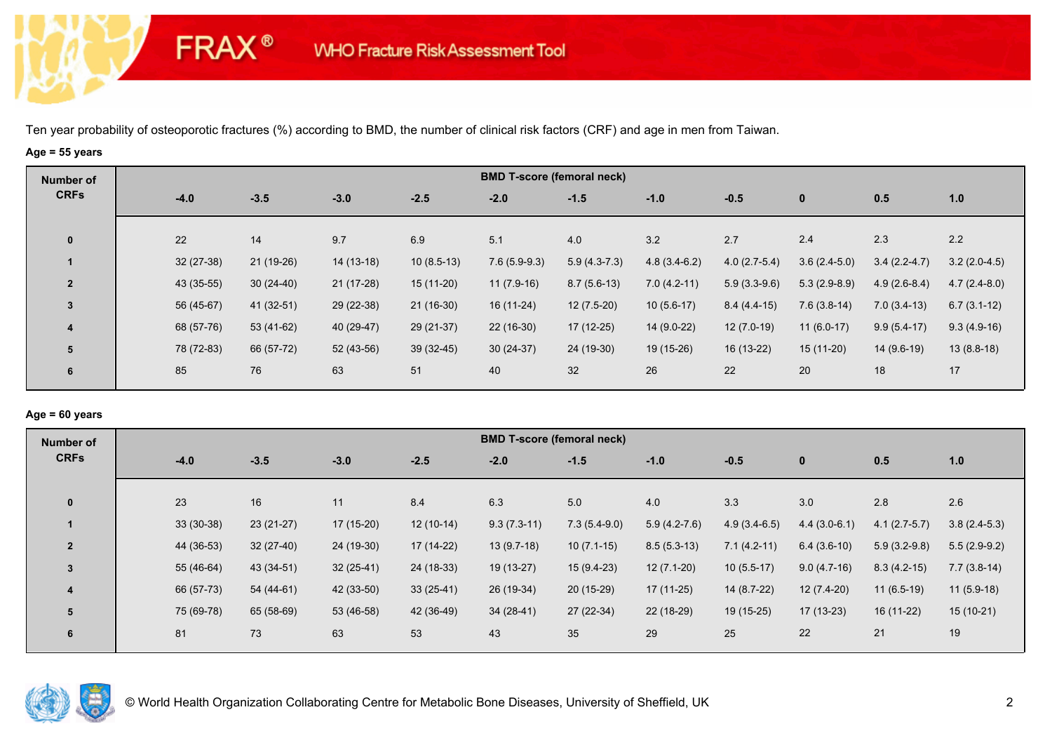Ten year probability of osteoporotic fractures (%) according to BMD, the number of clinical risk factors (CRF) and age in men from Taiwan.

**Age = 55 years**

| Number of CRFs | BMD T-score (femoral neck) | | | | | | | | | | |
|---|---|---|---|---|---|---|---|---|---|---|---|
| | -4.0 | -3.5 | -3.0 | -2.5 | -2.0 | -1.5 | -1.0 | -0.5 | 0 | 0.5 | 1.0 |
| 0 | 22 | 14 | 9.7 | 6.9 | 5.1 | 4.0 | 3.2 | 2.7 | 2.4 | 2.3 | 2.2 |
| 1 | 32 (27-38) | 21 (19-26) | 14 (13-18) | 10 (8.5-13) | 7.6 (5.9-9.3) | 5.9 (4.3-7.3) | 4.8 (3.4-6.2) | 4.0 (2.7-5.4) | 3.6 (2.4-5.0) | 3.4 (2.2-4.7) | 3.2 (2.0-4.5) |
| 2 | 43 (35-55) | 30 (24-40) | 21 (17-28) | 15 (11-20) | 11 (7.9-16) | 8.7 (5.6-13) | 7.0 (4.2-11) | 5.9 (3.3-9.6) | 5.3 (2.9-8.9) | 4.9 (2.6-8.4) | 4.7 (2.4-8.0) |
| 3 | 56 (45-67) | 41 (32-51) | 29 (22-38) | 21 (16-30) | 16 (11-24) | 12 (7.5-20) | 10 (5.6-17) | 8.4 (4.4-15) | 7.6 (3.8-14) | 7.0 (3.4-13) | 6.7 (3.1-12) |
| 4 | 68 (57-76) | 53 (41-62) | 40 (29-47) | 29 (21-37) | 22 (16-30) | 17 (12-25) | 14 (9.0-22) | 12 (7.0-19) | 11 (6.0-17) | 9.9 (5.4-17) | 9.3 (4.9-16) |
| 5 | 78 (72-83) | 66 (57-72) | 52 (43-56) | 39 (32-45) | 30 (24-37) | 24 (19-30) | 19 (15-26) | 16 (13-22) | 15 (11-20) | 14 (9.6-19) | 13 (8.8-18) |
| 6 | 85 | 76 | 63 | 51 | 40 | 32 | 26 | 22 | 20 | 18 | 17 |

**Age = 60 years**

| Number of CRFs | BMD T-score (femoral neck) | | | | | | | | | | |
|---|---|---|---|---|---|---|---|---|---|---|---|
| | -4.0 | -3.5 | -3.0 | -2.5 | -2.0 | -1.5 | -1.0 | -0.5 | 0 | 0.5 | 1.0 |
| 0 | 23 | 16 | 11 | 8.4 | 6.3 | 5.0 | 4.0 | 3.3 | 3.0 | 2.8 | 2.6 |
| 1 | 33 (30-38) | 23 (21-27) | 17 (15-20) | 12 (10-14) | 9.3 (7.3-11) | 7.3 (5.4-9.0) | 5.9 (4.2-7.6) | 4.9 (3.4-6.5) | 4.4 (3.0-6.1) | 4.1 (2.7-5.7) | 3.8 (2.4-5.3) |
| 2 | 44 (36-53) | 32 (27-40) | 24 (19-30) | 17 (14-22) | 13 (9.7-18) | 10 (7.1-15) | 8.5 (5.3-13) | 7.1 (4.2-11) | 6.4 (3.6-10) | 5.9 (3.2-9.8) | 5.5 (2.9-9.2) |
| 3 | 55 (46-64) | 43 (34-51) | 32 (25-41) | 24 (18-33) | 19 (13-27) | 15 (9.4-23) | 12 (7.1-20) | 10 (5.5-17) | 9.0 (4.7-16) | 8.3 (4.2-15) | 7.7 (3.8-14) |
| 4 | 66 (57-73) | 54 (44-61) | 42 (33-50) | 33 (25-41) | 26 (19-34) | 20 (15-29) | 17 (11-25) | 14 (8.7-22) | 12 (7.4-20) | 11 (6.5-19) | 11 (5.9-18) |
| 5 | 75 (69-78) | 65 (58-69) | 53 (46-58) | 42 (36-49) | 34 (28-41) | 27 (22-34) | 22 (18-29) | 19 (15-25) | 17 (13-23) | 16 (11-22) | 15 (10-21) |
| 6 | 81 | 73 | 63 | 53 | 43 | 35 | 29 | 25 | 22 | 21 | 19 |

© World Health Organization Collaborating Centre for Metabolic Bone Diseases, University of Sheffield, UK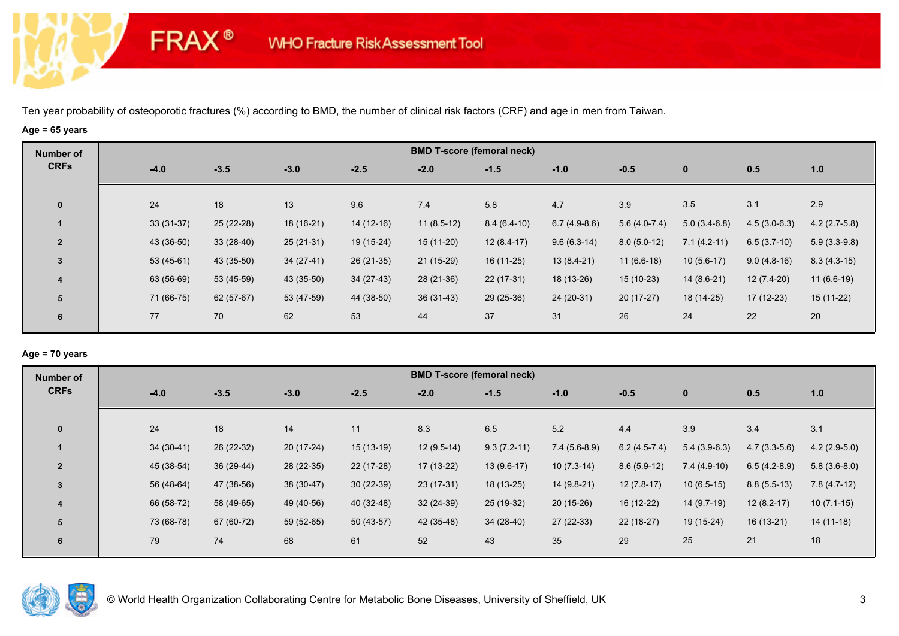# FRAX® WHO Fracture Risk Assessment Tool

Ten year probability of osteoporotic fractures (%) according to BMD, the number of clinical risk factors (CRF) and age in men from Taiwan.

**Age = 65 years**

| Number of CRFs | BMD T-score (femoral neck) | | | | | | | | | | |
|---|---|---|---|---|---|---|---|---|---|---|---|
| | -4.0 | -3.5 | -3.0 | -2.5 | -2.0 | -1.5 | -1.0 | -0.5 | 0 | 0.5 | 1.0 |
| 0 | 24 | 18 | 13 | 9.6 | 7.4 | 5.8 | 4.7 | 3.9 | 3.5 | 3.1 | 2.9 |
| 1 | 33 (31-37) | 25 (22-28) | 18 (16-21) | 14 (12-16) | 11 (8.5-12) | 8.4 (6.4-10) | 6.7 (4.9-8.6) | 5.6 (4.0-7.4) | 5.0 (3.4-6.8) | 4.5 (3.0-6.3) | 4.2 (2.7-5.8) |
| 2 | 43 (36-50) | 33 (28-40) | 25 (21-31) | 19 (15-24) | 15 (11-20) | 12 (8.4-17) | 9.6 (6.3-14) | 8.0 (5.0-12) | 7.1 (4.2-11) | 6.5 (3.7-10) | 5.9 (3.3-9.8) |
| 3 | 53 (45-61) | 43 (35-50) | 34 (27-41) | 26 (21-35) | 21 (15-29) | 16 (11-25) | 13 (8.4-21) | 11 (6.6-18) | 10 (5.6-17) | 9.0 (4.8-16) | 8.3 (4.3-15) |
| 4 | 63 (56-69) | 53 (45-59) | 43 (35-50) | 34 (27-43) | 28 (21-36) | 22 (17-31) | 18 (13-26) | 15 (10-23) | 14 (8.6-21) | 12 (7.4-20) | 11 (6.6-19) |
| 5 | 71 (66-75) | 62 (57-67) | 53 (47-59) | 44 (38-50) | 36 (31-43) | 29 (25-36) | 24 (20-31) | 20 (17-27) | 18 (14-25) | 17 (12-23) | 15 (11-22) |
| 6 | 77 | 70 | 62 | 53 | 44 | 37 | 31 | 26 | 24 | 22 | 20 |

**Age = 70 years**

| Number of CRFs | BMD T-score (femoral neck) | | | | | | | | | | |
|---|---|---|---|---|---|---|---|---|---|---|---|
| | -4.0 | -3.5 | -3.0 | -2.5 | -2.0 | -1.5 | -1.0 | -0.5 | 0 | 0.5 | 1.0 |
| 0 | 24 | 18 | 14 | 11 | 8.3 | 6.5 | 5.2 | 4.4 | 3.9 | 3.4 | 3.1 |
| 1 | 34 (30-41) | 26 (22-32) | 20 (17-24) | 15 (13-19) | 12 (9.5-14) | 9.3 (7.2-11) | 7.4 (5.6-8.9) | 6.2 (4.5-7.4) | 5.4 (3.9-6.3) | 4.7 (3.3-5.6) | 4.2 (2.9-5.0) |
| 2 | 45 (38-54) | 36 (29-44) | 28 (22-35) | 22 (17-28) | 17 (13-22) | 13 (9.6-17) | 10 (7.3-14) | 8.6 (5.9-12) | 7.4 (4.9-10) | 6.5 (4.2-8.9) | 5.8 (3.6-8.0) |
| 3 | 56 (48-64) | 47 (38-56) | 38 (30-47) | 30 (22-39) | 23 (17-31) | 18 (13-25) | 14 (9.8-21) | 12 (7.8-17) | 10 (6.5-15) | 8.8 (5.5-13) | 7.8 (4.7-12) |
| 4 | 66 (58-72) | 58 (49-65) | 49 (40-56) | 40 (32-48) | 32 (24-39) | 25 (19-32) | 20 (15-26) | 16 (12-22) | 14 (9.7-19) | 12 (8.2-17) | 10 (7.1-15) |
| 5 | 73 (68-78) | 67 (60-72) | 59 (52-65) | 50 (43-57) | 42 (35-48) | 34 (28-40) | 27 (22-33) | 22 (18-27) | 19 (15-24) | 16 (13-21) | 14 (11-18) |
| 6 | 79 | 74 | 68 | 61 | 52 | 43 | 35 | 29 | 25 | 21 | 18 |

© World Health Organization Collaborating Centre for Metabolic Bone Diseases, University of Sheffield, UK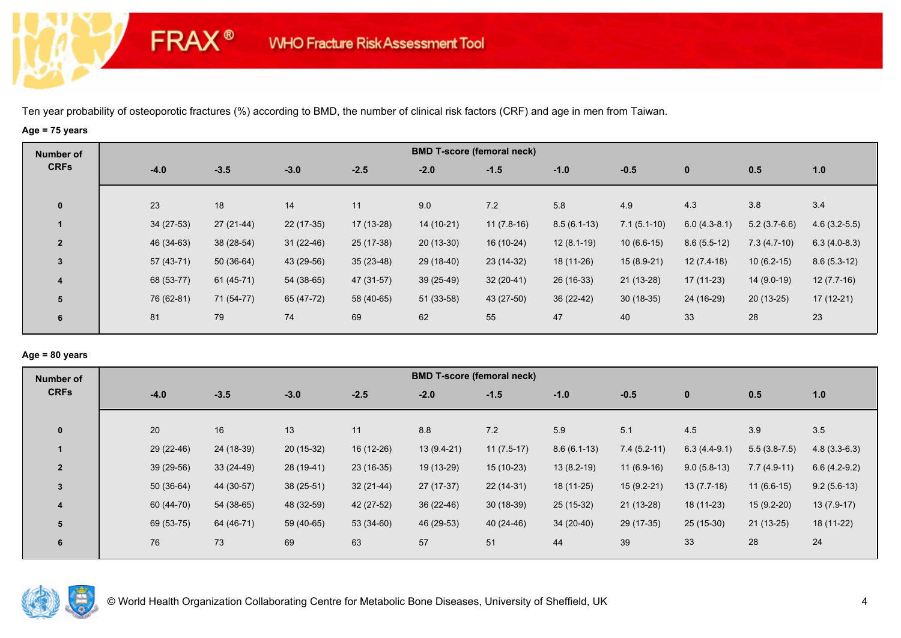# FRAX® WHO Fracture Risk Assessment Tool

Ten year probability of osteoporotic fractures (%) according to BMD, the number of clinical risk factors (CRF) and age in men from Taiwan.

**Age = 75 years**

| Number of CRFs | BMD T-score (femoral neck) | | | | | | | | | | |
|---|---|---|---|---|---|---|---|---|---|---|---|
| | -4.0 | -3.5 | -3.0 | -2.5 | -2.0 | -1.5 | -1.0 | -0.5 | 0 | 0.5 | 1.0 |
| 0 | 23 | 18 | 14 | 11 | 9.0 | 7.2 | 5.8 | 4.9 | 4.3 | 3.8 | 3.4 |
| 1 | 34 (27-53) | 27 (21-44) | 22 (17-35) | 17 (13-28) | 14 (10-21) | 11 (7.8-16) | 8.5 (6.1-13) | 7.1 (5.1-10) | 6.0 (4.3-8.1) | 5.2 (3.7-6.6) | 4.6 (3.2-5.5) |
| 2 | 46 (34-63) | 38 (28-54) | 31 (22-46) | 25 (17-38) | 20 (13-30) | 16 (10-24) | 12 (8.1-19) | 10 (6.6-15) | 8.6 (5.5-12) | 7.3 (4.7-10) | 6.3 (4.0-8.3) |
| 3 | 57 (43-71) | 50 (36-64) | 43 (29-56) | 35 (23-48) | 29 (18-40) | 23 (14-32) | 18 (11-26) | 15 (8.9-21) | 12 (7.4-18) | 10 (6.2-15) | 8.6 (5.3-12) |
| 4 | 68 (53-77) | 61 (45-71) | 54 (38-65) | 47 (31-57) | 39 (25-49) | 32 (20-41) | 26 (16-33) | 21 (13-28) | 17 (11-23) | 14 (9.0-19) | 12 (7.7-16) |
| 5 | 76 (62-81) | 71 (54-77) | 65 (47-72) | 58 (40-65) | 51 (33-58) | 43 (27-50) | 36 (22-42) | 30 (18-35) | 24 (16-29) | 20 (13-25) | 17 (12-21) |
| 6 | 81 | 79 | 74 | 69 | 62 | 55 | 47 | 40 | 33 | 28 | 23 |

**Age = 80 years**

| Number of CRFs | BMD T-score (femoral neck) | | | | | | | | | | |
|---|---|---|---|---|---|---|---|---|---|---|---|
| | -4.0 | -3.5 | -3.0 | -2.5 | -2.0 | -1.5 | -1.0 | -0.5 | 0 | 0.5 | 1.0 |
| 0 | 20 | 16 | 13 | 11 | 8.8 | 7.2 | 5.9 | 5.1 | 4.5 | 3.9 | 3.5 |
| 1 | 29 (22-46) | 24 (18-39) | 20 (15-32) | 16 (12-26) | 13 (9.4-21) | 11 (7.5-17) | 8.6 (6.1-13) | 7.4 (5.2-11) | 6.3 (4.4-9.1) | 5.5 (3.8-7.5) | 4.8 (3.3-6.3) |
| 2 | 39 (29-56) | 33 (24-49) | 28 (19-41) | 23 (16-35) | 19 (13-29) | 15 (10-23) | 13 (8.2-19) | 11 (6.9-16) | 9.0 (5.8-13) | 7.7 (4.9-11) | 6.6 (4.2-9.2) |
| 3 | 50 (36-64) | 44 (30-57) | 38 (25-51) | 32 (21-44) | 27 (17-37) | 22 (14-31) | 18 (11-25) | 15 (9.2-21) | 13 (7.7-18) | 11 (6.6-15) | 9.2 (5.6-13) |
| 4 | 60 (44-70) | 54 (38-65) | 48 (32-59) | 42 (27-52) | 36 (22-46) | 30 (18-39) | 25 (15-32) | 21 (13-28) | 18 (11-23) | 15 (9.2-20) | 13 (7.9-17) |
| 5 | 69 (53-75) | 64 (46-71) | 59 (40-65) | 53 (34-60) | 46 (29-53) | 40 (24-46) | 34 (20-40) | 29 (17-35) | 25 (15-30) | 21 (13-25) | 18 (11-22) |
| 6 | 76 | 73 | 69 | 63 | 57 | 51 | 44 | 39 | 33 | 28 | 24 |

© World Health Organization Collaborating Centre for Metabolic Bone Diseases, University of Sheffield, UK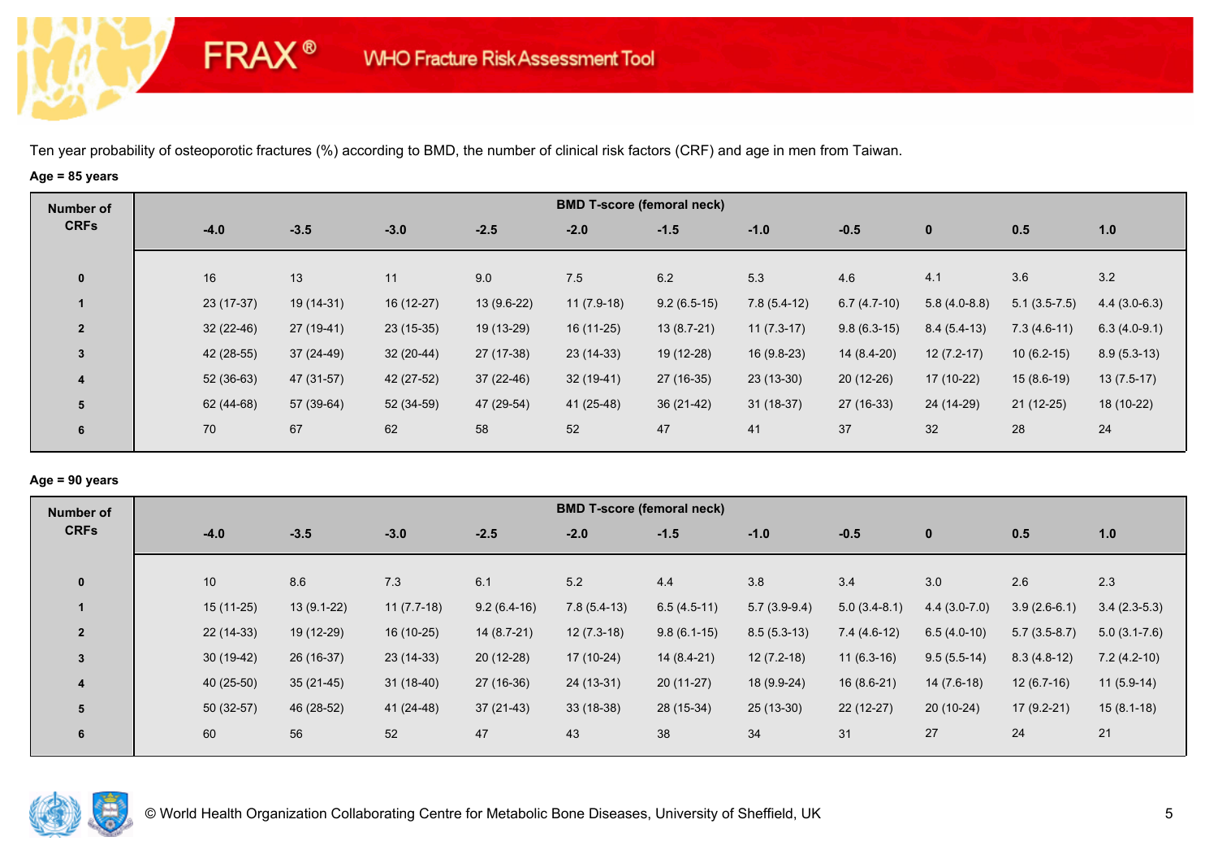Ten year probability of osteoporotic fractures (%) according to BMD, the number of clinical risk factors (CRF) and age in men from Taiwan.

**Age = 85 years**

| Number of CRFs | BMD T-score (femoral neck) | | | | | | | | | | |
|---|---|---|---|---|---|---|---|---|---|---|---|
| | -4.0 | -3.5 | -3.0 | -2.5 | -2.0 | -1.5 | -1.0 | -0.5 | 0 | 0.5 | 1.0 |
| 0 | 16 | 13 | 11 | 9.0 | 7.5 | 6.2 | 5.3 | 4.6 | 4.1 | 3.6 | 3.2 |
| 1 | 23 (17-37) | 19 (14-31) | 16 (12-27) | 13 (9.6-22) | 11 (7.9-18) | 9.2 (6.5-15) | 7.8 (5.4-12) | 6.7 (4.7-10) | 5.8 (4.0-8.8) | 5.1 (3.5-7.5) | 4.4 (3.0-6.3) |
| 2 | 32 (22-46) | 27 (19-41) | 23 (15-35) | 19 (13-29) | 16 (11-25) | 13 (8.7-21) | 11 (7.3-17) | 9.8 (6.3-15) | 8.4 (5.4-13) | 7.3 (4.6-11) | 6.3 (4.0-9.1) |
| 3 | 42 (28-55) | 37 (24-49) | 32 (20-44) | 27 (17-38) | 23 (14-33) | 19 (12-28) | 16 (9.8-23) | 14 (8.4-20) | 12 (7.2-17) | 10 (6.2-15) | 8.9 (5.3-13) |
| 4 | 52 (36-63) | 47 (31-57) | 42 (27-52) | 37 (22-46) | 32 (19-41) | 27 (16-35) | 23 (13-30) | 20 (12-26) | 17 (10-22) | 15 (8.6-19) | 13 (7.5-17) |
| 5 | 62 (44-68) | 57 (39-64) | 52 (34-59) | 47 (29-54) | 41 (25-48) | 36 (21-42) | 31 (18-37) | 27 (16-33) | 24 (14-29) | 21 (12-25) | 18 (10-22) |
| 6 | 70 | 67 | 62 | 58 | 52 | 47 | 41 | 37 | 32 | 28 | 24 |

**Age = 90 years**

| Number of CRFs | BMD T-score (femoral neck) | | | | | | | | | | |
|---|---|---|---|---|---|---|---|---|---|---|---|
| | -4.0 | -3.5 | -3.0 | -2.5 | -2.0 | -1.5 | -1.0 | -0.5 | 0 | 0.5 | 1.0 |
| 0 | 10 | 8.6 | 7.3 | 6.1 | 5.2 | 4.4 | 3.8 | 3.4 | 3.0 | 2.6 | 2.3 |
| 1 | 15 (11-25) | 13 (9.1-22) | 11 (7.7-18) | 9.2 (6.4-16) | 7.8 (5.4-13) | 6.5 (4.5-11) | 5.7 (3.9-9.4) | 5.0 (3.4-8.1) | 4.4 (3.0-7.0) | 3.9 (2.6-6.1) | 3.4 (2.3-5.3) |
| 2 | 22 (14-33) | 19 (12-29) | 16 (10-25) | 14 (8.7-21) | 12 (7.3-18) | 9.8 (6.1-15) | 8.5 (5.3-13) | 7.4 (4.6-12) | 6.5 (4.0-10) | 5.7 (3.5-8.7) | 5.0 (3.1-7.6) |
| 3 | 30 (19-42) | 26 (16-37) | 23 (14-33) | 20 (12-28) | 17 (10-24) | 14 (8.4-21) | 12 (7.2-18) | 11 (6.3-16) | 9.5 (5.5-14) | 8.3 (4.8-12) | 7.2 (4.2-10) |
| 4 | 40 (25-50) | 35 (21-45) | 31 (18-40) | 27 (16-36) | 24 (13-31) | 20 (11-27) | 18 (9.9-24) | 16 (8.6-21) | 14 (7.6-18) | 12 (6.7-16) | 11 (5.9-14) |
| 5 | 50 (32-57) | 46 (28-52) | 41 (24-48) | 37 (21-43) | 33 (18-38) | 28 (15-34) | 25 (13-30) | 22 (12-27) | 20 (10-24) | 17 (9.2-21) | 15 (8.1-18) |
| 6 | 60 | 56 | 52 | 47 | 43 | 38 | 34 | 31 | 27 | 24 | 21 |